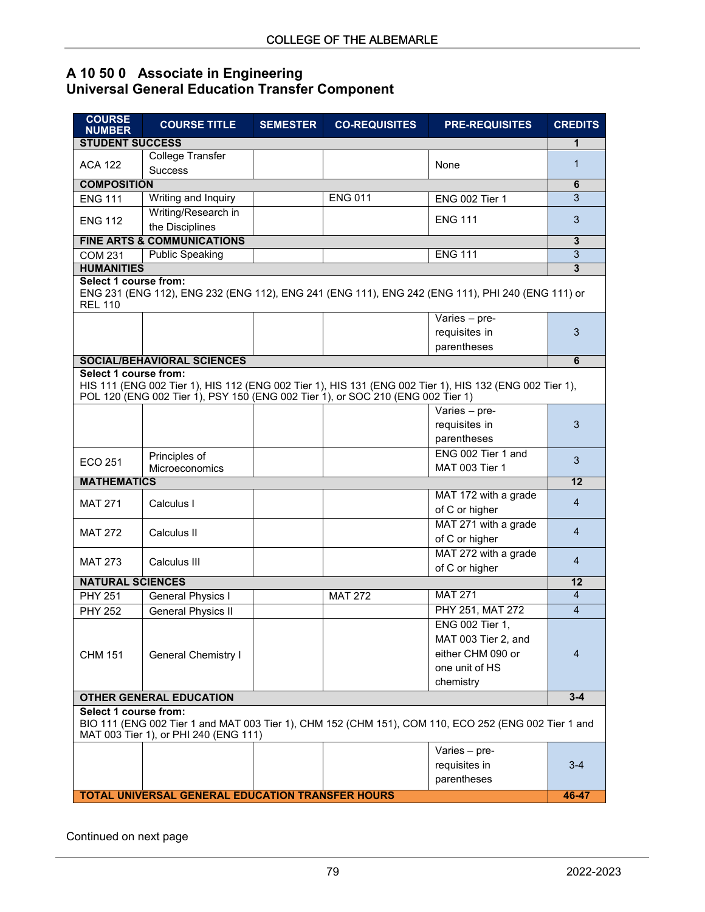## A 10 50 0 Associate in Engineering
## Universal General Education Transfer Component

| COURSE NUMBER | COURSE TITLE | SEMESTER | CO-REQUISITES | PRE-REQUISITES | CREDITS |
|---|---|---|---|---|---|
| **STUDENT SUCCESS** | | | | | **1** |
| ACA 122 | College Transfer Success | | | None | 1 |
| **COMPOSITION** | | | | | **6** |
| ENG 111 | Writing and Inquiry | | ENG 011 | ENG 002 Tier 1 | 3 |
| ENG 112 | Writing/Research in the Disciplines | | | ENG 111 | 3 |
| **FINE ARTS & COMMUNICATIONS** | | | | | **3** |
| COM 231 | Public Speaking | | | ENG 111 | 3 |
| **HUMANITIES** | | | | | **3** |
| **Select 1 course from:** ENG 231 (ENG 112), ENG 232 (ENG 112), ENG 241 (ENG 111), ENG 242 (ENG 111), PHI 240 (ENG 111) or REL 110 | | | | | |
| | | | | Varies – pre-requisites in parentheses | 3 |
| **SOCIAL/BEHAVIORAL SCIENCES** | | | | | **6** |
| **Select 1 course from:** HIS 111 (ENG 002 Tier 1), HIS 112 (ENG 002 Tier 1), HIS 131 (ENG 002 Tier 1), HIS 132 (ENG 002 Tier 1), POL 120 (ENG 002 Tier 1), PSY 150 (ENG 002 Tier 1), or SOC 210 (ENG 002 Tier 1) | | | | | |
| | | | | Varies – pre-requisites in parentheses | 3 |
| ECO 251 | Principles of Microeconomics | | | ENG 002 Tier 1 and MAT 003 Tier 1 | 3 |
| **MATHEMATICS** | | | | | **12** |
| MAT 271 | Calculus I | | | MAT 172 with a grade of C or higher | 4 |
| MAT 272 | Calculus II | | | MAT 271 with a grade of C or higher | 4 |
| MAT 273 | Calculus III | | | MAT 272 with a grade of C or higher | 4 |
| **NATURAL SCIENCES** | | | | | **12** |
| PHY 251 | General Physics I | | MAT 272 | MAT 271 | 4 |
| PHY 252 | General Physics II | | | PHY 251, MAT 272 | 4 |
| CHM 151 | General Chemistry I | | | ENG 002 Tier 1, MAT 003 Tier 2, and either CHM 090 or one unit of HS chemistry | 4 |
| **OTHER GENERAL EDUCATION** | | | | | **3-4** |
| **Select 1 course from:** BIO 111 (ENG 002 Tier 1 and MAT 003 Tier 1), CHM 152 (CHM 151), COM 110, ECO 252 (ENG 002 Tier 1 and MAT 003 Tier 1), or PHI 240 (ENG 111) | | | | | |
| | | | | Varies – pre-requisites in parentheses | 3-4 |
| **TOTAL UNIVERSAL GENERAL EDUCATION TRANSFER HOURS** | | | | | **46-47** |

Continued on next page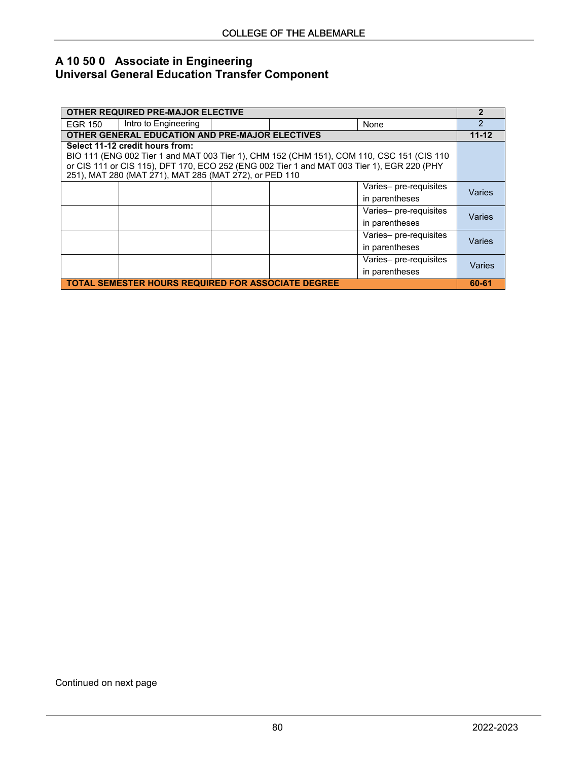## A 10 50 0 Associate in Engineering
## Universal General Education Transfer Component

| OTHER REQUIRED PRE-MAJOR ELECTIVE | | | | | 2 |
|---|---|---|---|---|---|
| EGR 150 | Intro to Engineering | | | None | 2 |
| **OTHER GENERAL EDUCATION AND PRE-MAJOR ELECTIVES** | | | | | **11-12** |
| **Select 11-12 credit hours from:** BIO 111 (ENG 002 Tier 1 and MAT 003 Tier 1), CHM 152 (CHM 151), COM 110, CSC 151 (CIS 110 or CIS 111 or CIS 115), DFT 170, ECO 252 (ENG 002 Tier 1 and MAT 003 Tier 1), EGR 220 (PHY 251), MAT 280 (MAT 271), MAT 285 (MAT 272), or PED 110 | | | | | |
| | | | | Varies– pre-requisites in parentheses | Varies |
| | | | | Varies– pre-requisites in parentheses | Varies |
| | | | | Varies– pre-requisites in parentheses | Varies |
| | | | | Varies– pre-requisites in parentheses | Varies |
| **TOTAL SEMESTER HOURS REQUIRED FOR ASSOCIATE DEGREE** | | | | | **60-61** |

Continued on next page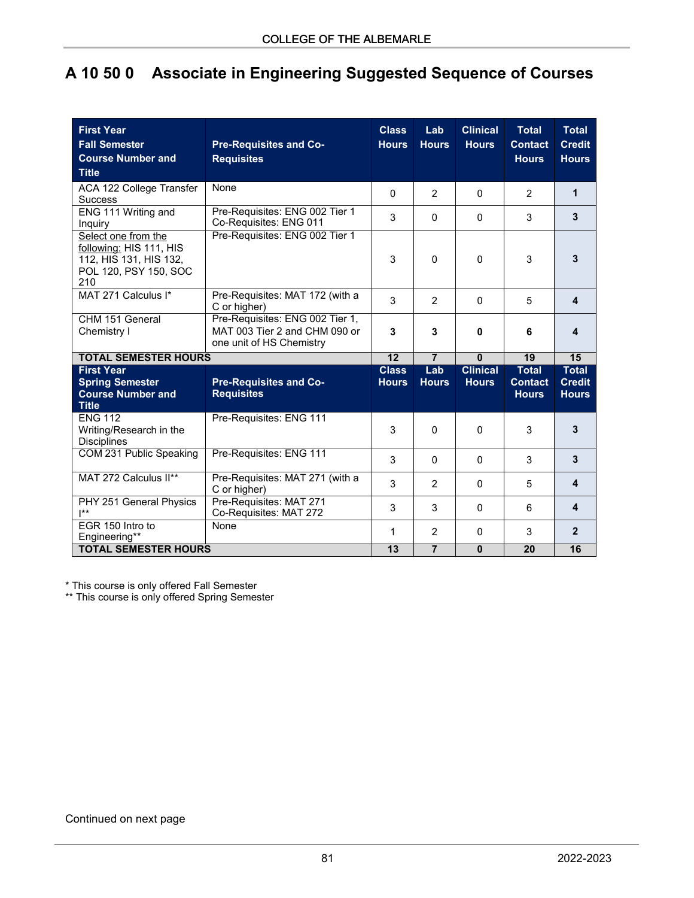# A 10 50 0 Associate in Engineering Suggested Sequence of Courses

| First Year Fall Semester Course Number and Title | Pre-Requisites and Co-Requisites | Class Hours | Lab Hours | Clinical Hours | Total Contact Hours | Total Credit Hours |
|---|---|---|---|---|---|---|
| ACA 122 College Transfer Success | None | 0 | 2 | 0 | 2 | **1** |
| ENG 111 Writing and Inquiry | Pre-Requisites: ENG 002 Tier 1 Co-Requisites: ENG 011 | 3 | 0 | 0 | 3 | **3** |
| Select one from the following: HIS 111, HIS 112, HIS 131, HIS 132, POL 120, PSY 150, SOC 210 | Pre-Requisites: ENG 002 Tier 1 | 3 | 0 | 0 | 3 | **3** |
| MAT 271 Calculus I* | Pre-Requisites: MAT 172 (with a C or higher) | 3 | 2 | 0 | 5 | **4** |
| CHM 151 General Chemistry I | Pre-Requisites: ENG 002 Tier 1, MAT 003 Tier 2 and CHM 090 or one unit of HS Chemistry | **3** | **3** | **0** | **6** | **4** |
| **TOTAL SEMESTER HOURS** | | **12** | **7** | **0** | **19** | **15** |
| **First Year Spring Semester Course Number and Title** | **Pre-Requisites and Co-Requisites** | **Class Hours** | **Lab Hours** | **Clinical Hours** | **Total Contact Hours** | **Total Credit Hours** |
| ENG 112 Writing/Research in the Disciplines | Pre-Requisites: ENG 111 | 3 | 0 | 0 | 3 | **3** |
| COM 231 Public Speaking | Pre-Requisites: ENG 111 | 3 | 0 | 0 | 3 | **3** |
| MAT 272 Calculus II** | Pre-Requisites: MAT 271 (with a C or higher) | 3 | 2 | 0 | 5 | **4** |
| PHY 251 General Physics I** | Pre-Requisites: MAT 271 Co-Requisites: MAT 272 | 3 | 3 | 0 | 6 | **4** |
| EGR 150 Intro to Engineering** | None | 1 | 2 | 0 | 3 | **2** |
| **TOTAL SEMESTER HOURS** | | **13** | **7** | **0** | **20** | **16** |

\* This course is only offered Fall Semester

\*\* This course is only offered Spring Semester

Continued on next page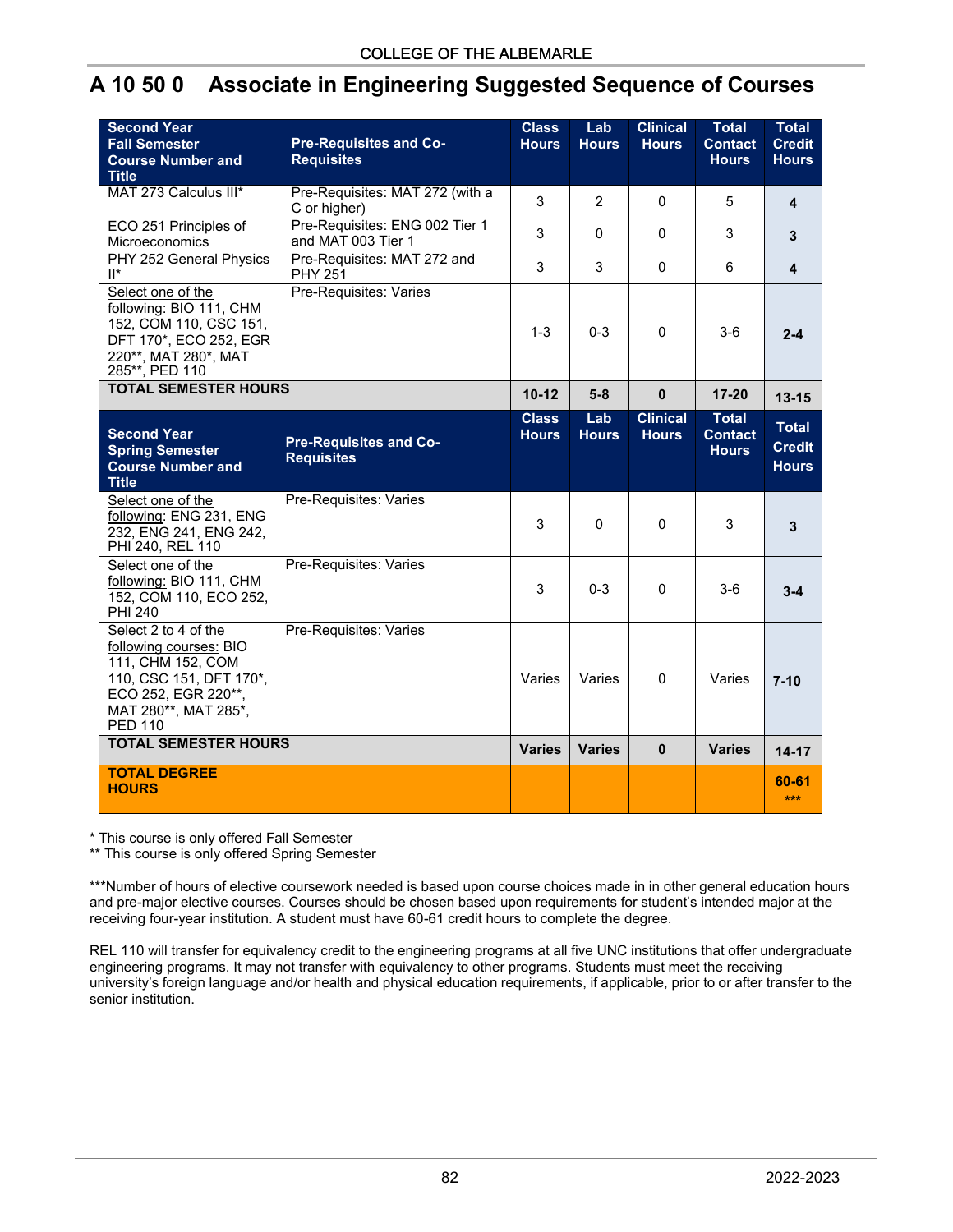## A 10 50 0 Associate in Engineering Suggested Sequence of Courses

| Second Year Fall Semester Course Number and Title | Pre-Requisites and Co-Requisites | Class Hours | Lab Hours | Clinical Hours | Total Contact Hours | Total Credit Hours |
|---|---|---|---|---|---|---|
| MAT 273 Calculus III* | Pre-Requisites: MAT 272 (with a C or higher) | 3 | 2 | 0 | 5 | **4** |
| ECO 251 Principles of Microeconomics | Pre-Requisites: ENG 002 Tier 1 and MAT 003 Tier 1 | 3 | 0 | 0 | 3 | **3** |
| PHY 252 General Physics II* | Pre-Requisites: MAT 272 and PHY 251 | 3 | 3 | 0 | 6 | **4** |
| Select one of the following: BIO 111, CHM 152, COM 110, CSC 151, DFT 170*, ECO 252, EGR 220**, MAT 280*, MAT 285**, PED 110 | Pre-Requisites: Varies | 1-3 | 0-3 | 0 | 3-6 | **2-4** |
| **TOTAL SEMESTER HOURS** | | **10-12** | **5-8** | **0** | **17-20** | **13-15** |

| Second Year Spring Semester Course Number and Title | Pre-Requisites and Co-Requisites | Class Hours | Lab Hours | Clinical Hours | Total Contact Hours | Total Credit Hours |
|---|---|---|---|---|---|---|
| Select one of the following: ENG 231, ENG 232, ENG 241, ENG 242, PHI 240, REL 110 | Pre-Requisites: Varies | 3 | 0 | 0 | 3 | **3** |
| Select one of the following: BIO 111, CHM 152, COM 110, ECO 252, PHI 240 | Pre-Requisites: Varies | 3 | 0-3 | 0 | 3-6 | **3-4** |
| Select 2 to 4 of the following courses: BIO 111, CHM 152, COM 110, CSC 151, DFT 170*, ECO 252, EGR 220**, MAT 280**, MAT 285*, PED 110 | Pre-Requisites: Varies | Varies | Varies | 0 | Varies | **7-10** |
| **TOTAL SEMESTER HOURS** | | **Varies** | **Varies** | **0** | **Varies** | **14-17** |
| **TOTAL DEGREE HOURS** | | | | | | **60-61 \*\*\*** |

\* This course is only offered Fall Semester
\*\* This course is only offered Spring Semester

\*\*\*Number of hours of elective coursework needed is based upon course choices made in in other general education hours and pre-major elective courses. Courses should be chosen based upon requirements for student's intended major at the receiving four-year institution. A student must have 60-61 credit hours to complete the degree.

REL 110 will transfer for equivalency credit to the engineering programs at all five UNC institutions that offer undergraduate engineering programs. It may not transfer with equivalency to other programs. Students must meet the receiving university's foreign language and/or health and physical education requirements, if applicable, prior to or after transfer to the senior institution.